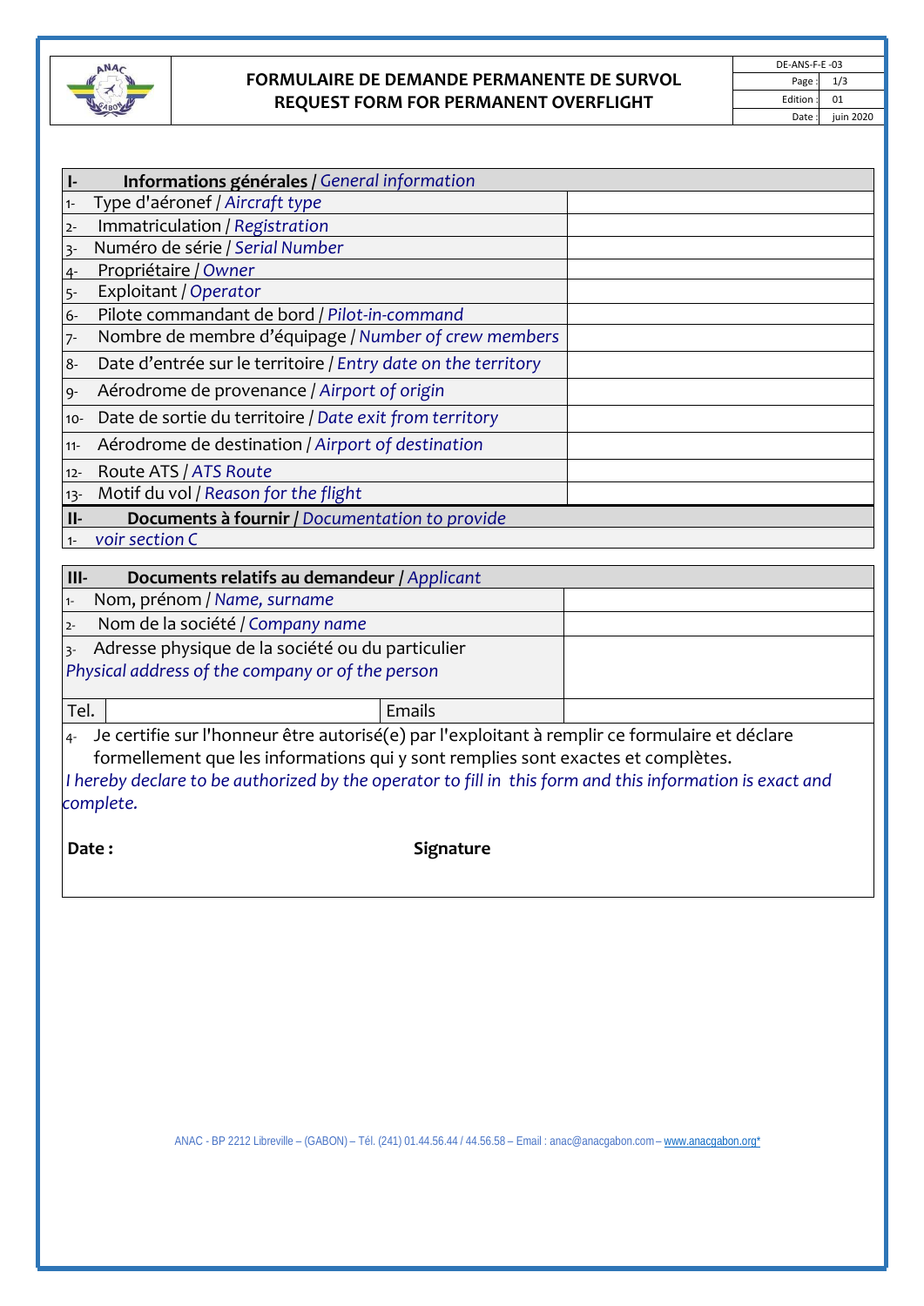# FORMULAIRE DE DEMANDE PERMANENTE DE SURVOL
# REQUEST FORM FOR PERMANENT OVERFLIGHT

| | |
|---|---|
| DE-ANS-F-E -03 | |
| Page : | 1/3 |
| Edition : | 01 |
| Date : | juin 2020 |

| **I- Informations générales** / *General information* | |
|---|---|
| 1- Type d'aéronef / *Aircraft type* | |
| 2- Immatriculation / *Registration* | |
| 3- Numéro de série / *Serial Number* | |
| 4- Propriétaire / *Owner* | |
| 5- Exploitant / *Operator* | |
| 6- Pilote commandant de bord / *Pilot-in-command* | |
| 7- Nombre de membre d'équipage / *Number of crew members* | |
| 8- Date d'entrée sur le territoire / *Entry date on the territory* | |
| 9- Aérodrome de provenance / *Airport of origin* | |
| 10- Date de sortie du territoire / *Date exit from territory* | |
| 11- Aérodrome de destination / *Airport of destination* | |
| 12- Route ATS / *ATS Route* | |
| 13- Motif du vol / *Reason for the flight* | |

| **II- Documents à fournir** / *Documentation to provide* |
|---|
| 1- *voir section C* |

| **III- Documents relatifs au demandeur** / *Applicant* | | | |
|---|---|---|---|
| 1- Nom, prénom / *Name, surname* | | | |
| 2- Nom de la société / *Company name* | | | |
| 3- Adresse physique de la société ou du particulier *Physical address of the company or of the person* | | | |
| Tel. | | Emails | |

4- Je certifie sur l'honneur être autorisé(e) par l'exploitant à remplir ce formulaire et déclare formellement que les informations qui y sont remplies sont exactes et complètes.

*I hereby declare to be authorized by the operator to fill in this form and this information is exact and complete.*

**Date :** **Signature**

ANAC - BP 2212 Libreville – (GABON) – Tél. (241) 01.44.56.44 / 44.56.58 – Email : anac@anacgabon.com – www.anacgabon.org*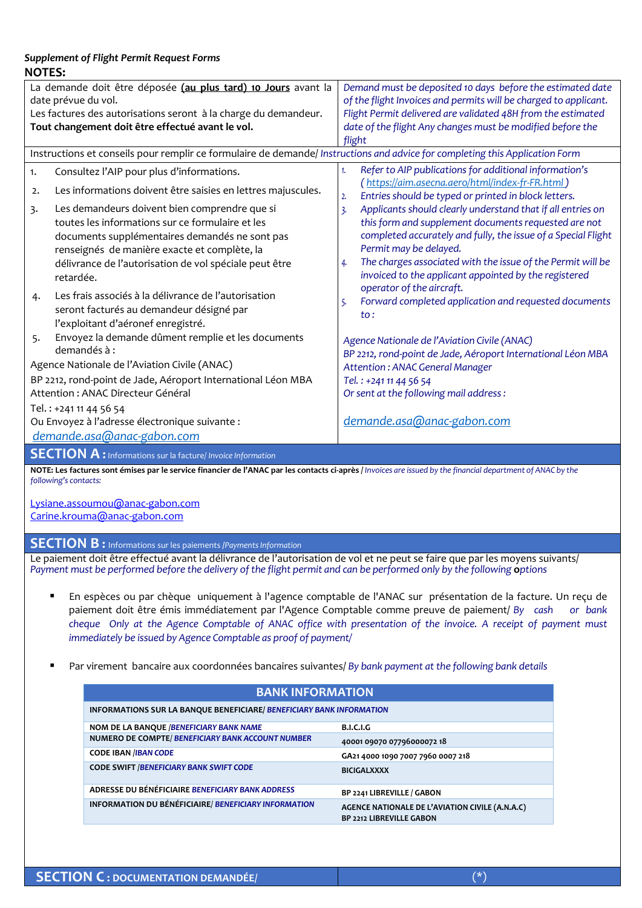*Supplement of Flight Permit Request Forms*

**NOTES:**

| | |
|---|---|
| La demande doit être déposée <u>**(au plus tard) 10 Jours**</u> avant la date prévue du vol.<br>Les factures des autorisations seront à la charge du demandeur.<br>**Tout changement doit être effectué avant le vol.** | *Demand must be deposited 10 days before the estimated date of the flight Invoices and permits will be charged to applicant. Flight Permit delivered are validated 48H from the estimated date of the flight Any changes must be modified before the flight* |

Instructions et conseils pour remplir ce formulaire de demande/ *Instructions and advice for completing this Application Form*

1. Consultez l'AIP pour plus d'informations.
2. Les informations doivent être saisies en lettres majuscules.
3. Les demandeurs doivent bien comprendre que si toutes les informations sur ce formulaire et les documents supplémentaires demandés ne sont pas renseignés de manière exacte et complète, la délivrance de l'autorisation de vol spéciale peut être retardée.
4. Les frais associés à la délivrance de l'autorisation seront facturés au demandeur désigné par l'exploitant d'aéronef enregistré.
5. Envoyez la demande dûment remplie et les documents demandés à :

Agence Nationale de l'Aviation Civile (ANAC)
BP 2212, rond-point de Jade, Aéroport International Léon MBA
Attention : ANAC Directeur Général
Tel. : +241 11 44 56 54
Ou Envoyez à l'adresse électronique suivante :
demande.asa@anac-gabon.com

1. *Refer to AIP publications for additional information's (https://aim.asecna.aero/html/index-fr-FR.html )*
2. *Entries should be typed or printed in block letters.*
3. *Applicants should clearly understand that if all entries on this form and supplement documents requested are not completed accurately and fully, the issue of a Special Flight Permit may be delayed.*
4. *The charges associated with the issue of the Permit will be invoiced to the applicant appointed by the registered operator of the aircraft.*
5. *Forward completed application and requested documents to :*

*Agence Nationale de l'Aviation Civile (ANAC)*
*BP 2212, rond-point de Jade, Aéroport International Léon MBA*
*Attention : ANAC General Manager*
*Tel. : +241 11 44 56 54*
*Or sent at the following mail address :*
*demande.asa@anac-gabon.com*

## SECTION A : Informations sur la facture/ *Invoice Information*

**NOTE: Les factures sont émises par le service financier de l'ANAC par les contacts ci-après** / *Invoices are issued by the financial department of ANAC by the following's contacts:*

Lysiane.assoumou@anac-gabon.com
Carine.krouma@anac-gabon.com

## SECTION B : Informations sur les paiements /*Payments Information*

Le paiement doit être effectué avant la délivrance de l'autorisation de vol et ne peut se faire que par les moyens suivants/ *Payment must be performed before the delivery of the flight permit and can be performed only by the following* **o***ptions*

- En espèces ou par chèque uniquement à l'agence comptable de l'ANAC sur présentation de la facture. Un reçu de paiement doit être émis immédiatement par l'Agence Comptable comme preuve de paiement/ *By cash or bank cheque Only at the Agence Comptable of ANAC office with presentation of the invoice. A receipt of payment must immediately be issued by Agence Comptable as proof of payment/*
- Par virement bancaire aux coordonnées bancaires suivantes/ *By bank payment at the following bank details*

| BANK INFORMATION | |
|---|---|
| **INFORMATIONS SUR LA BANQUE BENEFICIARE/ *BENEFICIARY BANK INFORMATION*** | |
| **NOM DE LA BANQUE /*BENEFICIARY BANK NAME*** | **B.I.C.I.G** |
| **NUMERO DE COMPTE/ *BENEFICIARY BANK ACCOUNT NUMBER*** | **40001 09070 07796000072 18** |
| **CODE IBAN /*IBAN CODE*** | **GA21 4000 1090 7007 7960 0007 218** |
| **CODE SWIFT /*BENEFICIARY BANK SWIFT CODE*** | **BICIGALXXXX** |
| **ADRESSE DU BÉNÉFICIAIRE *BENEFICIARY BANK ADDRESS*** | **BP 2241 LIBREVILLE / GABON** |
| **INFORMATION DU BÉNÉFICIAIRE/ *BENEFICIARY INFORMATION*** | **AGENCE NATIONALE DE L'AVIATION CIVILE (A.N.A.C)<br>BP 2212 LIBREVILLE GABON** |

## SECTION C : DOCUMENTATION DEMANDÉE/ (*)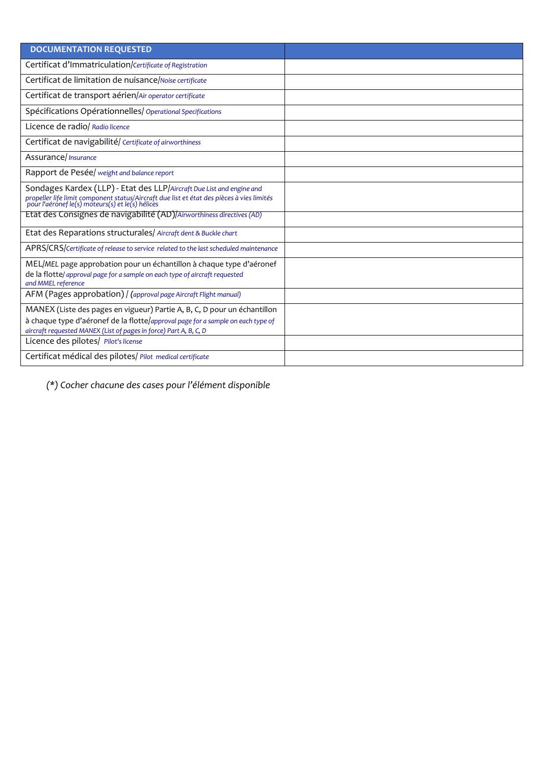| DOCUMENTATION REQUESTED | |
|---|---|
| Certificat d'Immatriculation/*Certificate of Registration* | |
| Certificat de limitation de nuisance/*Noise certificate* | |
| Certificat de transport aérien/*Air operator certificate* | |
| Spécifications Opérationnelles/ *Operational Specifications* | |
| Licence de radio/ *Radio licence* | |
| Certificat de navigabilité/ *Certificate of airworthiness* | |
| Assurance/ *Insurance* | |
| Rapport de Pesée/ *weight and balance report* | |
| Sondages Kardex (LLP) - Etat des LLP/*Aircraft Due List and engine and propeller life limit component status/Aircraft due list et état des pièces à vies limités pour l'aéronef le(s) moteurs(s) et le(s) hélices* | |
| Etat des Consignes de navigabilité (AD)/*Airworthiness directives (AD)* | |
| Etat des Reparations structurales/ *Aircraft dent & Buckle chart* | |
| APRS/CRS/*Certificate of release to service related to the last scheduled maintenance* | |
| MEL/*MEL* page approbation pour un échantillon à chaque type d'aéronef de la flotte/ *approval page for a sample on each type of aircraft requested and MMEL reference* | |
| AFM (Pages approbation) / (*approval page Aircraft Flight manual)* | |
| MANEX (Liste des pages en vigueur) Partie A, B, C, D pour un échantillon à chaque type d'aéronef de la flotte/*approval page for a sample on each type of aircraft requested MANEX (List of pages in force) Part A, B, C, D* | |
| Licence des pilotes/ *Pilot's license* | |
| Certificat médical des pilotes/ *Pilot medical certificate* | |

*(\*) Cocher chacune des cases pour l'élément disponible*